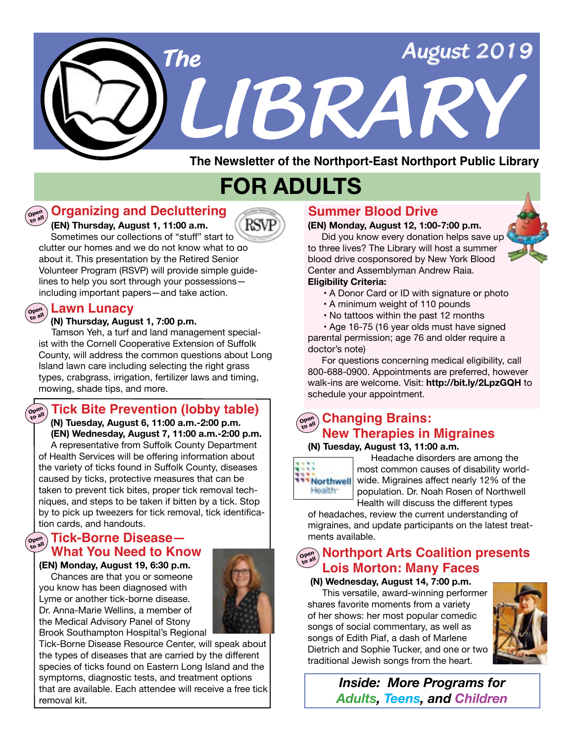# The LIBRARY

**August 2019**

**The Newsletter of the Northport-East Northport Public Library**

## FOR ADULTS

### Organizing and Decluttering

*Open to all*

**(EN) Thursday, August 1, 11:00 a.m.**

Sometimes our collections of "stuff" start to clutter our homes and we do not know what to do about it. This presentation by the Retired Senior Volunteer Program (RSVP) will provide simple guidelines to help you sort through your possessions—including important papers—and take action.

### Lawn Lunacy

*Open to all*

**(N) Thursday, August 1, 7:00 p.m.**

Tamson Yeh, a turf and land management specialist with the Cornell Cooperative Extension of Suffolk County, will address the common questions about Long Island lawn care including selecting the right grass types, crabgrass, irrigation, fertilizer laws and timing, mowing, shade tips, and more.

### Tick Bite Prevention (lobby table)

*Open to all*

**(N) Tuesday, August 6, 11:00 a.m.-2:00 p.m.**
**(EN) Wednesday, August 7, 11:00 a.m.-2:00 p.m.**

A representative from Suffolk County Department of Health Services will be offering information about the variety of ticks found in Suffolk County, diseases caused by ticks, protective measures that can be taken to prevent tick bites, proper tick removal techniques, and steps to be taken if bitten by a tick. Stop by to pick up tweezers for tick removal, tick identification cards, and handouts.

### Tick-Borne Disease—What You Need to Know

*Open to all*

**(EN) Monday, August 19, 6:30 p.m.**

Chances are that you or someone you know has been diagnosed with Lyme or another tick-borne disease. Dr. Anna-Marie Wellins, a member of the Medical Advisory Panel of Stony Brook Southampton Hospital's Regional Tick-Borne Disease Resource Center, will speak about the types of diseases that are carried by the different species of ticks found on Eastern Long Island and the symptoms, diagnostic tests, and treatment options that are available. Each attendee will receive a free tick removal kit.

### Summer Blood Drive

**(EN) Monday, August 12, 1:00-7:00 p.m.**

Did you know every donation helps save up to three lives? The Library will host a summer blood drive cosponsored by New York Blood Center and Assemblyman Andrew Raia.

**Eligibility Criteria:**

- A Donor Card or ID with signature or photo
- A minimum weight of 110 pounds
- No tattoos within the past 12 months
- Age 16-75 (16 year olds must have signed parental permission; age 76 and older require a doctor's note)

For questions concerning medical eligibility, call 800-688-0900. Appointments are preferred, however walk-ins are welcome. Visit: **http://bit.ly/2LpzGQH** to schedule your appointment.

### Changing Brains: New Therapies in Migraines

*Open to all*

**(N) Tuesday, August 13, 11:00 a.m.**

Headache disorders are among the most common causes of disability worldwide. Migraines affect nearly 12% of the population. Dr. Noah Rosen of Northwell Health will discuss the different types of headaches, review the current understanding of migraines, and update participants on the latest treatments available.

### Northport Arts Coalition presents Lois Morton: Many Faces

*Open to all*

**(N) Wednesday, August 14, 7:00 p.m.**

This versatile, award-winning performer shares favorite moments from a variety of her shows: her most popular comedic songs of social commentary, as well as songs of Edith Piaf, a dash of Marlene Dietrich and Sophie Tucker, and one or two traditional Jewish songs from the heart.

***Inside: More Programs for Adults, Teens, and Children***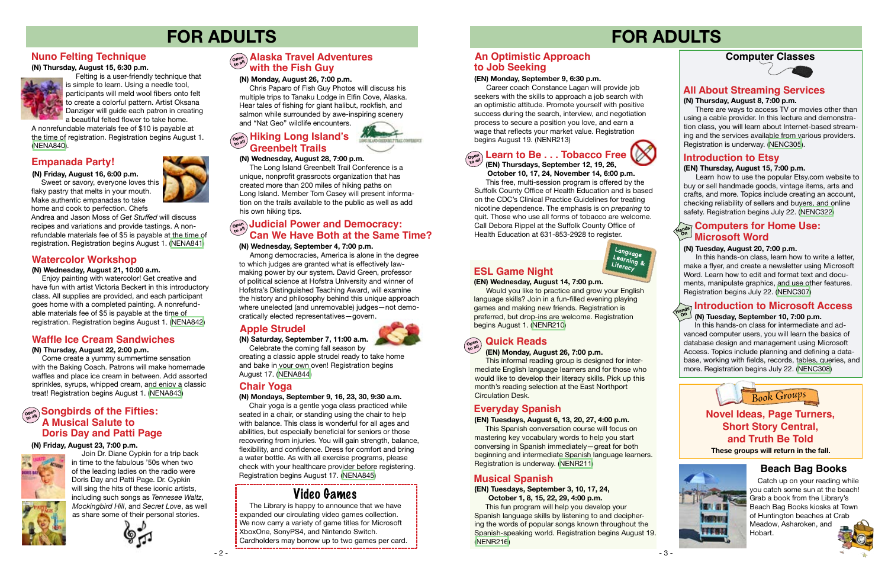# FOR ADULTS

## Nuno Felting Technique

**(N) Thursday, August 15, 6:30 p.m.**

Felting is a user-friendly technique that is simple to learn. Using a needle tool, participants will meld wool fibers onto felt to create a colorful pattern. Artist Oksana Danziger will guide each patron in creating a beautiful felted flower to take home. A nonrefundable materials fee of $10 is payable at the time of registration. Registration begins August 1. (NENA840)

## Empanada Party!

**(N) Friday, August 16, 6:00 p.m.**

Sweet or savory, everyone loves this flaky pastry that melts in your mouth. Make authentic empanadas to take home and cook to perfection. Chefs Andrea and Jason Moss of *Get Stuffed* will discuss recipes and variations and provide tastings. A nonrefundable materials fee of $5 is payable at the time of registration. Registration begins August 1. (NENA841)

## Watercolor Workshop

**(N) Wednesday, August 21, 10:00 a.m.**

Enjoy painting with watercolor! Get creative and have fun with artist Victoria Beckert in this introductory class. All supplies are provided, and each participant goes home with a completed painting. A nonrefundable materials fee of $5 is payable at the time of registration. Registration begins August 1. (NENA842)

## Waffle Ice Cream Sandwiches

**(N) Thursday, August 22, 2:00 p.m.**

Come create a yummy summertime sensation with the Baking Coach. Patrons will make homemade waffles and place ice cream in between. Add assorted sprinkles, syrups, whipped cream, and enjoy a classic treat! Registration begins August 1. (NENA843)

## Songbirds of the Fifties: A Musical Salute to Doris Day and Patti Page

Open to all

**(N) Friday, August 23, 7:00 p.m.**

Join Dr. Diane Cypkin for a trip back in time to the fabulous '50s when two of the leading ladies on the radio were Doris Day and Patti Page. Dr. Cypkin will sing the hits of these iconic artists, including such songs as *Tennesee Waltz*, *Mockingbird Hill*, and *Secret Love*, as well as share some of their personal stories.

## Alaska Travel Adventures with the Fish Guy

Open to all

**(N) Monday, August 26, 7:00 p.m.**

Chris Paparo of Fish Guy Photos will discuss his multiple trips to Tanaku Lodge in Elfin Cove, Alaska. Hear tales of fishing for giant halibut, rockfish, and salmon while surrounded by awe-inspiring scenery and "Nat Geo" wildlife encounters.

## Hiking Long Island's Greenbelt Trails

Open to all

**(N) Wednesday, August 28, 7:00 p.m.**

The Long Island Greenbelt Trail Conference is a unique, nonprofit grassroots organization that has created more than 200 miles of hiking paths on Long Island. Member Tom Casey will present information on the trails available to the public as well as add his own hiking tips.

## Judicial Power and Democracy: Can We Have Both at the Same Time?

Open to all

**(N) Wednesday, September 4, 7:00 p.m.**

Among democracies, America is alone in the degree to which judges are granted what is effectively lawmaking power by our system. David Green, professor of political science at Hofstra University and winner of Hofstra's Distinguished Teaching Award, will examine the history and philosophy behind this unique approach where unelected (and unremovable) judges—not democratically elected representatives—govern.

## Apple Strudel

**(N) Saturday, September 7, 11:00 a.m.**

Celebrate the coming fall season by creating a classic apple strudel ready to take home and bake in your own oven! Registration begins August 17. (NENA844)

## Chair Yoga

**(N) Mondays, September 9, 16, 23, 30, 9:30 a.m.**

Chair yoga is a gentle yoga class practiced while seated in a chair, or standing using the chair to help with balance. This class is wonderful for all ages and abilities, but especially beneficial for seniors or those recovering from injuries. You will gain strength, balance, flexibility, and confidence. Dress for comfort and bring a water bottle. As with all exercise programs, please check with your healthcare provider before registering. Registration begins August 17. (NENA845)

## Video Games

The Library is happy to announce that we have expanded our circulating video games collection. We now carry a variety of game titles for Microsoft XboxOne, SonyPS4, and Nintendo Switch. Cardholders may borrow up to two games per card.

# FOR ADULTS

## An Optimistic Approach to Job Seeking

**(EN) Monday, September 9, 6:30 p.m.**

Career coach Constance Lagan will provide job seekers with the skills to approach a job search with an optimistic attitude. Promote yourself with positive success during the search, interview, and negotiation process to secure a position you love, and earn a wage that reflects your market value. Registration begins August 19. (NENR213)

## Learn to Be . . . Tobacco Free

Open to all

**(EN) Thursdays, September 12, 19, 26, October 10, 17, 24, November 14, 6:00 p.m.**

This free, multi-session program is offered by the Suffolk County Office of Health Education and is based on the CDC's Clinical Practice Guidelines for treating nicotine dependence. The emphasis is on *preparing* to quit. Those who use all forms of tobacco are welcome. Call Debora Rippel at the Suffolk County Office of Health Education at 631-853-2928 to register.

Language Learning & Literacy

## ESL Game Night

**(EN) Wednesday, August 14, 7:00 p.m.**

Would you like to practice and grow your English language skills? Join in a fun-filled evening playing games and making new friends. Registration is preferred, but drop-ins are welcome. Registration begins August 1. (NENR210)

## Quick Reads

Open to all

**(EN) Monday, August 26, 7:00 p.m.**

This informal reading group is designed for intermediate English language learners and for those who would like to develop their literacy skills. Pick up this month's reading selection at the East Northport Circulation Desk.

## Everyday Spanish

**(EN) Tuesdays, August 6, 13, 20, 27, 4:00 p.m.**

This Spanish conversation course will focus on mastering key vocabulary words to help you start conversing in Spanish immediately—great for both beginning and intermediate Spanish language learners. Registration is underway. (NENR211)

## Musical Spanish

**(EN) Tuesdays, September 3, 10, 17, 24, October 1, 8, 15, 22, 29, 4:00 p.m.**

This fun program will help you develop your Spanish language skills by listening to and deciphering the words of popular songs known throughout the Spanish-speaking world. Registration begins August 19. (NENR216)

## Computer Classes

### All About Streaming Services

**(N) Thursday, August 8, 7:00 p.m.**

There are ways to access TV or movies other than using a cable provider. In this lecture and demonstration class, you will learn about Internet-based streaming and the services available from various providers. Registration is underway. (NENC305)

### Introduction to Etsy

**(EN) Thursday, August 15, 7:00 p.m.**

Learn how to use the popular Etsy.com website to buy or sell handmade goods, vintage items, arts and crafts, and more. Topics include creating an account, checking reliability of sellers and buyers, and online safety. Registration begins July 22. (NENC322)

### Computers for Home Use: Microsoft Word

Hands On

**(N) Tuesday, August 20, 7:00 p.m.**

In this hands-on class, learn how to write a letter, make a flyer, and create a newsletter using Microsoft Word. Learn how to edit and format text and documents, manipulate graphics, and use other features. Registration begins July 22. (NENC307)

### Introduction to Microsoft Access

Hands On

**(N) Tuesday, September 10, 7:00 p.m.**

In this hands-on class for intermediate and advanced computer users, you will learn the basics of database design and management using Microsoft Access. Topics include planning and defining a database, working with fields, records, tables, queries, and more. Registration begins July 22. (NENC308)

## Book Groups

**Novel Ideas, Page Turners, Short Story Central, and Truth Be Told**

**These groups will return in the fall.**

## Beach Bag Books

Catch up on your reading while you catch some sun at the beach! Grab a book from the Library's Beach Bag Books kiosks at Town of Huntington beaches at Crab Meadow, Asharoken, and Hobart.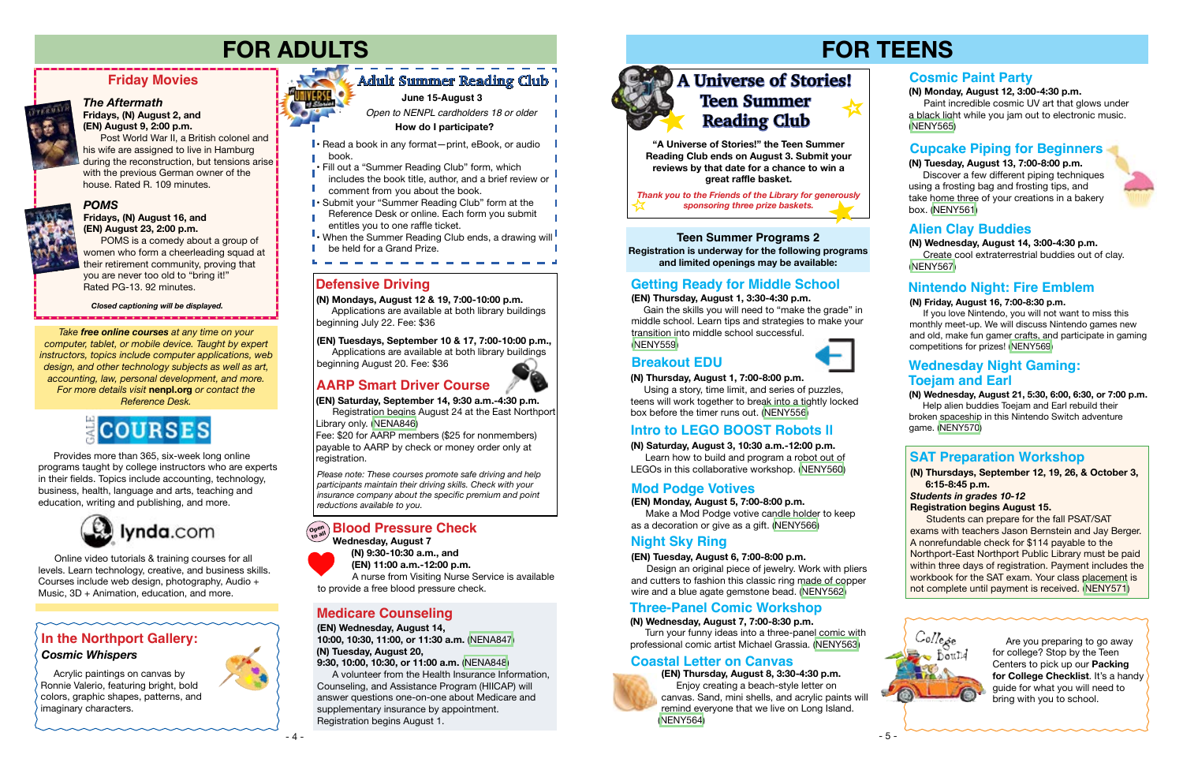# FOR ADULTS

## Friday Movies

### *The Aftermath*

**Fridays, (N) August 2, and (EN) August 9, 2:00 p.m.**

Post World War II, a British colonel and his wife are assigned to live in Hamburg during the reconstruction, but tensions arise with the previous German owner of the house. Rated R. 109 minutes.

### *POMS*

**Fridays, (N) August 16, and (EN) August 23, 2:00 p.m.**

POMS is a comedy about a group of women who form a cheerleading squad at their retirement community, proving that you are never too old to "bring it!" Rated PG-13. 92 minutes.

***Closed captioning will be displayed.***

*Take **free online courses** at any time on your computer, tablet, or mobile device. Taught by expert instructors, topics include computer applications, web design, and other technology subjects as well as art, accounting, law, personal development, and more. For more details visit **nenpl.org** or contact the Reference Desk.*

GALE COURSES

Provides more than 365, six-week long online programs taught by college instructors who are experts in their fields. Topics include accounting, technology, business, health, language and arts, teaching and education, writing and publishing, and more.

lynda.com

Online video tutorials & training courses for all levels. Learn technology, creative, and business skills. Courses include web design, photography, Audio + Music, 3D + Animation, education, and more.

## In the Northport Gallery:

***Cosmic Whispers***

Acrylic paintings on canvas by Ronnie Valerio, featuring bright, bold colors, graphic shapes, patterns, and imaginary characters.

## Adult Summer Reading Club

**June 15-August 3**

*Open to NENPL cardholders 18 or older*

**How do I participate?**

- Read a book in any format—print, eBook, or audio book.
- Fill out a "Summer Reading Club" form, which includes the book title, author, and a brief review or comment from you about the book.
- Submit your "Summer Reading Club" form at the Reference Desk or online. Each form you submit entitles you to one raffle ticket.
- When the Summer Reading Club ends, a drawing will be held for a Grand Prize.

## Defensive Driving

**(N) Mondays, August 12 & 19, 7:00-10:00 p.m.**

Applications are available at both library buildings beginning July 22. Fee: $36

**(EN) Tuesdays, September 10 & 17, 7:00-10:00 p.m.,**

Applications are available at both library buildings beginning August 20. Fee: $36

## AARP Smart Driver Course

**(EN) Saturday, September 14, 9:30 a.m.-4:30 p.m.**

Registration begins August 24 at the East Northport Library only. (NENA846)

Fee: $20 for AARP members ($25 for nonmembers) payable to AARP by check or money order only at registration.

*Please note: These courses promote safe driving and help participants maintain their driving skills. Check with your insurance company about the specific premium and point reductions available to you.*

## Blood Pressure Check

Open to all

**Wednesday, August 7**

**(N) 9:30-10:30 a.m., and**

**(EN) 11:00 a.m.-12:00 p.m.**

A nurse from Visiting Nurse Service is available to provide a free blood pressure check.

## Medicare Counseling

**(EN) Wednesday, August 14, 10:00, 10:30, 11:00, or 11:30 a.m.** (NENA847)

**(N) Tuesday, August 20, 9:30, 10:00, 10:30, or 11:00 a.m.** (NENA848)

A volunteer from the Health Insurance Information, Counseling, and Assistance Program (HIICAP) will answer questions one-on-one about Medicare and supplementary insurance by appointment. Registration begins August 1.

# FOR TEENS

## A Universe of Stories! Teen Summer Reading Club

**"A Universe of Stories!" the Teen Summer Reading Club ends on August 3. Submit your reviews by that date for a chance to win a great raffle basket.**

***Thank you to the Friends of the Library for generously sponsoring three prize baskets.***

**Teen Summer Programs 2**

**Registration is underway for the following programs and limited openings may be available:**

## Getting Ready for Middle School

**(EN) Thursday, August 1, 3:30-4:30 p.m.**

Gain the skills you will need to "make the grade" in middle school. Learn tips and strategies to make your transition into middle school successful. (NENY559)

## Breakout EDU

**(N) Thursday, August 1, 7:00-8:00 p.m.**

Using a story, time limit, and series of puzzles, teens will work together to break into a tightly locked box before the timer runs out. (NENY556)

## Intro to LEGO BOOST Robots II

**(N) Saturday, August 3, 10:30 a.m.-12:00 p.m.**

Learn how to build and program a robot out of LEGOs in this collaborative workshop. (NENY560)

## Mod Podge Votives

**(EN) Monday, August 5, 7:00-8:00 p.m.**

Make a Mod Podge votive candle holder to keep as a decoration or give as a gift. (NENY566)

## Night Sky Ring

**(EN) Tuesday, August 6, 7:00-8:00 p.m.**

Design an original piece of jewelry. Work with pliers and cutters to fashion this classic ring made of copper wire and a blue agate gemstone bead. (NENY562)

## Three-Panel Comic Workshop

**(N) Wednesday, August 7, 7:00-8:30 p.m.**

Turn your funny ideas into a three-panel comic with professional comic artist Michael Grassia. (NENY563)

## Coastal Letter on Canvas

**(EN) Thursday, August 8, 3:30-4:30 p.m.**

Enjoy creating a beach-style letter on canvas. Sand, mini shells, and acrylic paints will remind everyone that we live on Long Island. (NENY564)

## Cosmic Paint Party

**(N) Monday, August 12, 3:00-4:30 p.m.**

Paint incredible cosmic UV art that glows under a black light while you jam out to electronic music. (NENY565)

## Cupcake Piping for Beginners

**(N) Tuesday, August 13, 7:00-8:00 p.m.**

Discover a few different piping techniques using a frosting bag and frosting tips, and take home three of your creations in a bakery box. (NENY561)

## Alien Clay Buddies

**(N) Wednesday, August 14, 3:00-4:30 p.m.**

Create cool extraterrestrial buddies out of clay. (NENY567)

## Nintendo Night: Fire Emblem

**(N) Friday, August 16, 7:00-8:30 p.m.**

If you love Nintendo, you will not want to miss this monthly meet-up. We will discuss Nintendo games new and old, make fun gamer crafts, and participate in gaming competitions for prizes! (NENY569)

## Wednesday Night Gaming: Toejam and Earl

**(N) Wednesday, August 21, 5:30, 6:00, 6:30, or 7:00 p.m.**

Help alien buddies Toejam and Earl rebuild their broken spaceship in this Nintendo Switch adventure game. (NENY570)

## SAT Preparation Workshop

**(N) Thursdays, September 12, 19, 26, & October 3, 6:15-8:45 p.m.**

***Students in grades 10-12***

**Registration begins August 15.**

Students can prepare for the fall PSAT/SAT exams with teachers Jason Bernstein and Jay Berger. A nonrefundable check for $114 payable to the Northport-East Northport Public Library must be paid within three days of registration. Payment includes the workbook for the SAT exam. Your class placement is not complete until payment is received. (NENY571)

College Bound

Are you preparing to go away for college? Stop by the Teen Centers to pick up our **Packing for College Checklist**. It's a handy guide for what you will need to bring with you to school.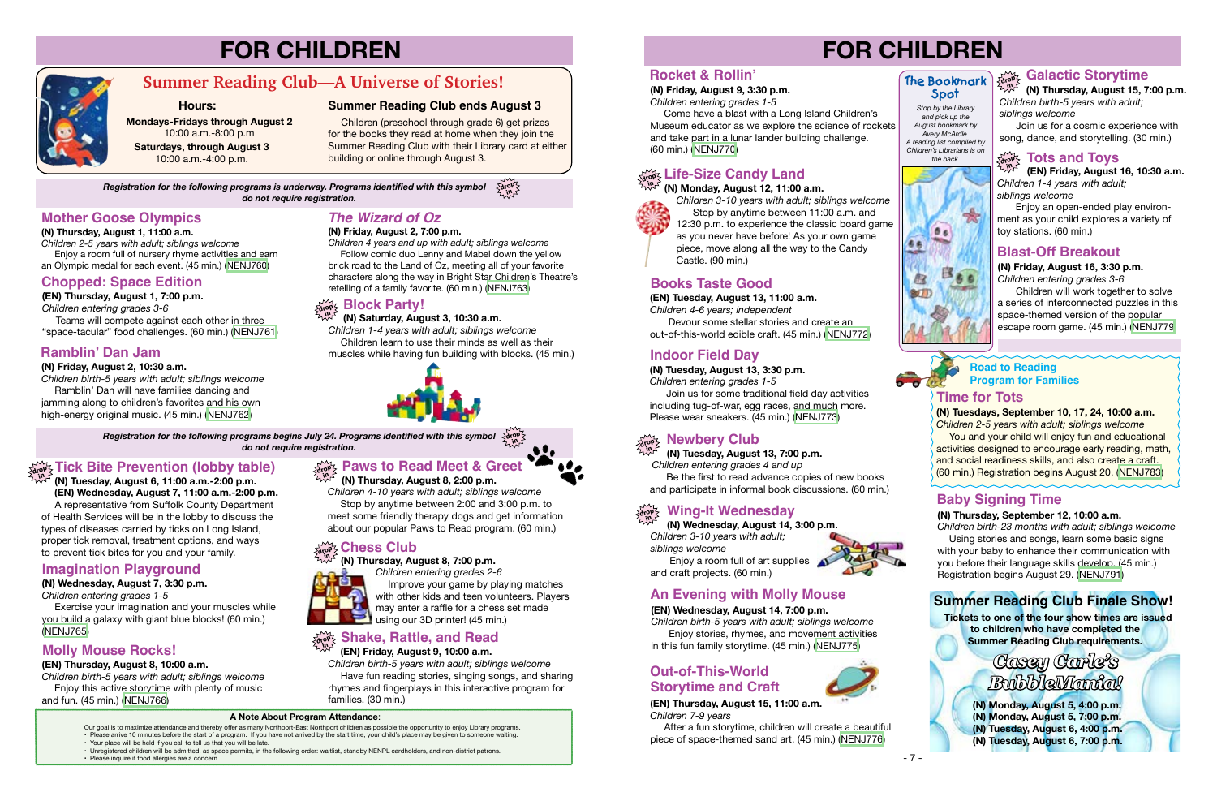# FOR CHILDREN

## Summer Reading Club—A Universe of Stories!

**Hours:**
**Mondays-Fridays through August 2**
10:00 a.m.-8:00 p.m
**Saturdays, through August 3**
10:00 a.m.-4:00 p.m.

**Summer Reading Club ends August 3**

Children (preschool through grade 6) get prizes for the books they read at home when they join the Summer Reading Club with their Library card at either building or online through August 3.

*Registration for the following programs is underway. Programs identified with this symbol (drop in) do not require registration.*

### Mother Goose Olympics
**(N) Thursday, August 1, 11:00 a.m.**
*Children 2-5 years with adult; siblings welcome*
Enjoy a room full of nursery rhyme activities and earn an Olympic medal for each event. (45 min.) (NENJ760)

### Chopped: Space Edition
**(EN) Thursday, August 1, 7:00 p.m.**
*Children entering grades 3-6*
Teams will compete against each other in three "space-tacular" food challenges. (60 min.) (NENJ761)

### Ramblin' Dan Jam
**(N) Friday, August 2, 10:30 a.m.**
*Children birth-5 years with adult; siblings welcome*
Ramblin' Dan will have families dancing and jamming along to children's favorites and his own high-energy original music. (45 min.) (NENJ762)

### *The Wizard of Oz*
**(N) Friday, August 2, 7:00 p.m.**
*Children 4 years and up with adult; siblings welcome*
Follow comic duo Lenny and Mabel down the yellow brick road to the Land of Oz, meeting all of your favorite characters along the way in Bright Star Children's Theatre's retelling of a family favorite. (60 min.) (NENJ763)

### Block Party! (drop in)
**(N) Saturday, August 3, 10:30 a.m.**
*Children 1-4 years with adult; siblings welcome*
Children learn to use their minds as well as their muscles while having fun building with blocks. (45 min.)

*Registration for the following programs begins July 24. Programs identified with this symbol (drop in) do not require registration.*

### Tick Bite Prevention (lobby table) (drop in)
**(N) Tuesday, August 6, 11:00 a.m.-2:00 p.m.**
**(EN) Wednesday, August 7, 11:00 a.m.-2:00 p.m.**
A representative from Suffolk County Department of Health Services will be in the lobby to discuss the types of diseases carried by ticks on Long Island, proper tick removal, treatment options, and ways to prevent tick bites for you and your family.

### Imagination Playground
**(N) Wednesday, August 7, 3:30 p.m.**
*Children entering grades 1-5*
Exercise your imagination and your muscles while you build a galaxy with giant blue blocks! (60 min.) (NENJ765)

### Molly Mouse Rocks!
**(EN) Thursday, August 8, 10:00 a.m.**
*Children birth-5 years with adult; siblings welcome*
Enjoy this active storytime with plenty of music and fun. (45 min.) (NENJ766)

### Paws to Read Meet & Greet (drop in)
**(N) Thursday, August 8, 2:00 p.m.**
*Children 4-10 years with adult; siblings welcome*
Stop by anytime between 2:00 and 3:00 p.m. to meet some friendly therapy dogs and get information about our popular Paws to Read program. (60 min.)

### Chess Club (drop in)
**(N) Thursday, August 8, 7:00 p.m.**
*Children entering grades 2-6*
Improve your game by playing matches with other kids and teen volunteers. Players may enter a raffle for a chess set made using our 3D printer! (45 min.)

### Shake, Rattle, and Read (drop in)
**(EN) Friday, August 9, 10:00 a.m.**
*Children birth-5 years with adult; siblings welcome*
Have fun reading stories, singing songs, and sharing rhymes and fingerplays in this interactive program for families. (30 min.)

**A Note About Program Attendance:**
Our goal is to maximize attendance and thereby offer as many Northport-East Northport children as possible the opportunity to enjoy Library programs.
- Please arrive 10 minutes before the start of a program. If you have not arrived by the start time, your child's place may be given to someone waiting.
- Your place will be held if you call to tell us that you will be late.
- Unregistered children will be admitted, as space permits, in the following order: waitlist, standby NENPL cardholders, and non-district patrons.
- Please inquire if food allergies are a concern.

# FOR CHILDREN

### Rocket & Rollin'
**(N) Friday, August 9, 3:30 p.m.**
*Children entering grades 1-5*
Come have a blast with a Long Island Children's Museum educator as we explore the science of rockets and take part in a lunar lander building challenge. (60 min.) (NENJ770)

### Life-Size Candy Land (drop in)
**(N) Monday, August 12, 11:00 a.m.**
*Children 3-10 years with adult; siblings welcome*
Stop by anytime between 11:00 a.m. and 12:30 p.m. to experience the classic board game as you never have before! As your own game piece, move along all the way to the Candy Castle. (90 min.)

### Books Taste Good
**(EN) Tuesday, August 13, 11:00 a.m.**
*Children 4-6 years; independent*
Devour some stellar stories and create an out-of-this-world edible craft. (45 min.) (NENJ772)

### Indoor Field Day
**(N) Tuesday, August 13, 3:30 p.m.**
*Children entering grades 1-5*
Join us for some traditional field day activities including tug-of-war, egg races, and much more. Please wear sneakers. (45 min.) (NENJ773)

### Newbery Club (drop in)
**(N) Tuesday, August 13, 7:00 p.m.**
*Children entering grades 4 and up*
Be the first to read advance copies of new books and participate in informal book discussions. (60 min.)

### Wing-It Wednesday (drop in)
**(N) Wednesday, August 14, 3:00 p.m.**
*Children 3-10 years with adult; siblings welcome*
Enjoy a room full of art supplies and craft projects. (60 min.)

### An Evening with Molly Mouse
**(EN) Wednesday, August 14, 7:00 p.m.**
*Children birth-5 years with adult; siblings welcome*
Enjoy stories, rhymes, and movement activities in this fun family storytime. (45 min.) (NENJ775)

### Out-of-This-World Storytime and Craft
**(EN) Thursday, August 15, 11:00 a.m.**
*Children 7-9 years*
After a fun storytime, children will create a beautiful piece of space-themed sand art. (45 min.) (NENJ776)

**The Bookmark Spot**
Stop by the Library and pick up the August bookmark by Avery McArdle. A reading list compiled by Children's Librarians is on the back.

### Galactic Storytime (drop in)
**(N) Thursday, August 15, 7:00 p.m.**
*Children birth-5 years with adult; siblings welcome*
Join us for a cosmic experience with song, dance, and storytelling. (30 min.)

### Tots and Toys (drop in)
**(EN) Friday, August 16, 10:30 a.m.**
*Children 1-4 years with adult; siblings welcome*
Enjoy an open-ended play environment as your child explores a variety of toy stations. (60 min.)

### Blast-Off Breakout
**(N) Friday, August 16, 3:30 p.m.**
*Children entering grades 3-6*
Children will work together to solve a series of interconnected puzzles in this space-themed version of the popular escape room game. (45 min.) (NENJ779)

**Road to Reading Program for Families**

### Time for Tots
**(N) Tuesdays, September 10, 17, 24, 10:00 a.m.**
*Children 2-5 years with adult; siblings welcome*
You and your child will enjoy fun and educational activities designed to encourage early reading, math, and social readiness skills, and also create a craft. (60 min.) Registration begins August 20. (NENJ783)

### Baby Signing Time
**(N) Thursday, September 12, 10:00 a.m.**
*Children birth-23 months with adult; siblings welcome*
Using stories and songs, learn some basic signs with your baby to enhance their communication with you before their language skills develop. (45 min.) Registration begins August 29. (NENJ791)

### Summer Reading Club Finale Show!
**Tickets to one of the four show times are issued to children who have completed the Summer Reading Club requirements.**

**Casey Carle's BubbleMania!**

**(N) Monday, August 5, 4:00 p.m.**
**(N) Monday, August 5, 7:00 p.m.**
**(N) Tuesday, August 6, 4:00 p.m.**
**(N) Tuesday, August 6, 7:00 p.m.**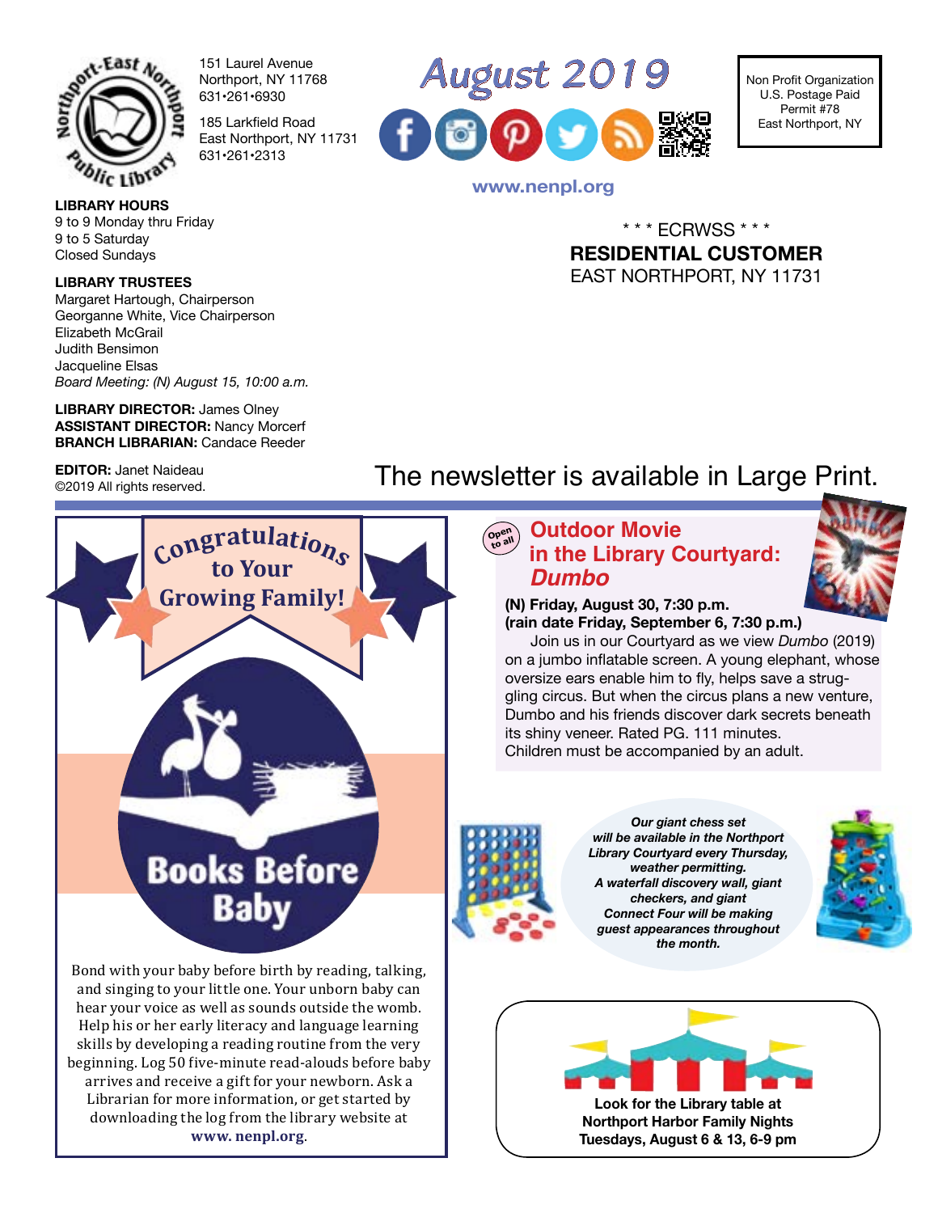151 Laurel Avenue
Northport, NY 11768
631•261•6930

185 Larkfield Road
East Northport, NY 11731
631•261•2313

# August 2019

**www.nenpl.org**

Non Profit Organization
U.S. Postage Paid
Permit #78
East Northport, NY

\* \* \* ECRWSS \* \* \*
**RESIDENTIAL CUSTOMER**
EAST NORTHPORT, NY 11731

**LIBRARY HOURS**
9 to 9 Monday thru Friday
9 to 5 Saturday
Closed Sundays

**LIBRARY TRUSTEES**
Margaret Hartough, Chairperson
Georganne White, Vice Chairperson
Elizabeth McGrail
Judith Bensimon
Jacqueline Elsas
*Board Meeting: (N) August 15, 10:00 a.m.*

**LIBRARY DIRECTOR:** James Olney
**ASSISTANT DIRECTOR:** Nancy Morcerf
**BRANCH LIBRARIAN:** Candace Reeder

**EDITOR:** Janet Naideau
©2019 All rights reserved.

The newsletter is available in Large Print.

## Congratulations to Your Growing Family!

## Books Before Baby

Bond with your baby before birth by reading, talking, and singing to your little one. Your unborn baby can hear your voice as well as sounds outside the womb. Help his or her early literacy and language learning skills by developing a reading routine from the very beginning. Log 50 five-minute read-alouds before baby arrives and receive a gift for your newborn. Ask a Librarian for more information, or get started by downloading the log from the library website at **www. nenpl.org**.

## Outdoor Movie in the Library Courtyard: *Dumbo*

Open to all

**(N) Friday, August 30, 7:30 p.m.**
**(rain date Friday, September 6, 7:30 p.m.)**

Join us in our Courtyard as we view *Dumbo* (2019) on a jumbo inflatable screen. A young elephant, whose oversize ears enable him to fly, helps save a struggling circus. But when the circus plans a new venture, Dumbo and his friends discover dark secrets beneath its shiny veneer. Rated PG. 111 minutes.
Children must be accompanied by an adult.

***Our giant chess set will be available in the Northport Library Courtyard every Thursday, weather permitting. A waterfall discovery wall, giant checkers, and giant Connect Four will be making guest appearances throughout the month.***

**Look for the Library table at Northport Harbor Family Nights Tuesdays, August 6 & 13, 6-9 pm**